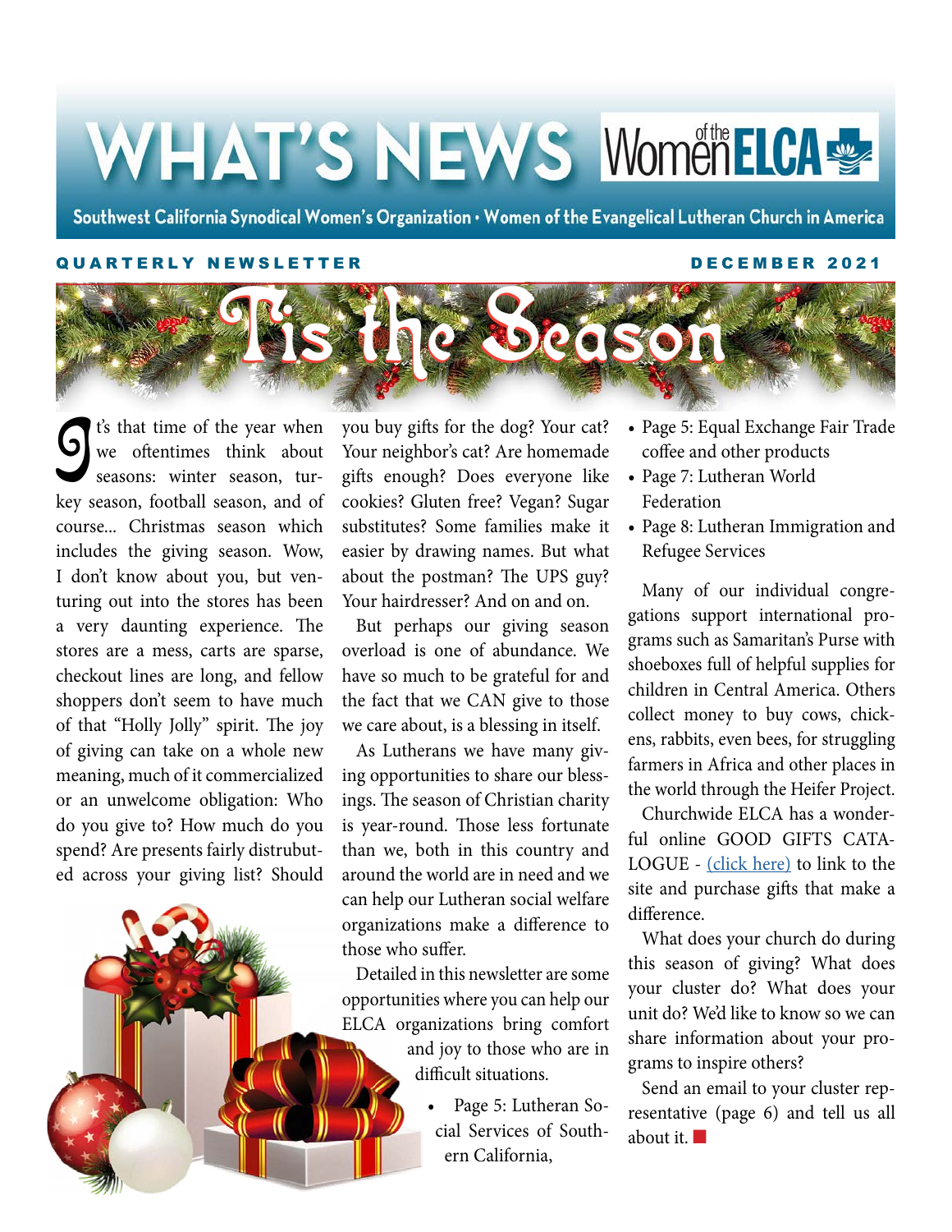# WHAT'S NEWS Women of the ELCA

Southwest California Synodical Women's Organization • Women of the Evangelical Lutheran Church in America

**QUARTERLY NEWSLETTER** **DECEMBER 2021**

## 'Tis the Season

It's that time of the year when we oftentimes think about seasons: winter season, turkey season, football season, and of course... Christmas season which includes the giving season. Wow, I don't know about you, but venturing out into the stores has been a very daunting experience. The stores are a mess, carts are sparse, checkout lines are long, and fellow shoppers don't seem to have much of that "Holly Jolly" spirit. The joy of giving can take on a whole new meaning, much of it commercialized or an unwelcome obligation: Who do you give to? How much do you spend? Are presents fairly distrubuted across your giving list? Should you buy gifts for the dog? Your cat? Your neighbor's cat? Are homemade gifts enough? Does everyone like cookies? Gluten free? Vegan? Sugar substitutes? Some families make it easier by drawing names. But what about the postman? The UPS guy? Your hairdresser? And on and on.

But perhaps our giving season overload is one of abundance. We have so much to be grateful for and the fact that we CAN give to those we care about, is a blessing in itself.

As Lutherans we have many giving opportunities to share our blessings. The season of Christian charity is year-round. Those less fortunate than we, both in this country and around the world are in need and we can help our Lutheran social welfare organizations make a difference to those who suffer.

Detailed in this newsletter are some opportunities where you can help our ELCA organizations bring comfort and joy to those who are in difficult situations.

- Page 5: Lutheran Social Services of Southern California,
- Page 5: Equal Exchange Fair Trade coffee and other products
- Page 7: Lutheran World Federation
- Page 8: Lutheran Immigration and Refugee Services

Many of our individual congregations support international programs such as Samaritan's Purse with shoeboxes full of helpful supplies for children in Central America. Others collect money to buy cows, chickens, rabbits, even bees, for struggling farmers in Africa and other places in the world through the Heifer Project.

Churchwide ELCA has a wonderful online GOOD GIFTS CATALOGUE - (click here) to link to the site and purchase gifts that make a difference.

What does your church do during this season of giving? What does your cluster do? What does your unit do? We'd like to know so we can share information about your programs to inspire others?

Send an email to your cluster representative (page 6) and tell us all about it. ■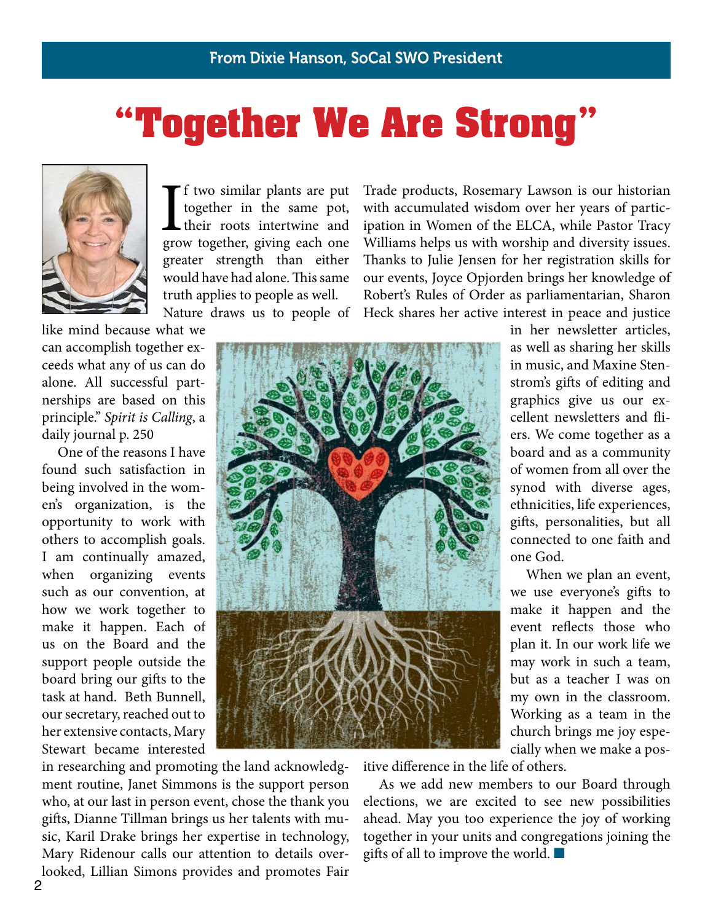From Dixie Hanson, SoCal SWO President

# "Together We Are Strong"

"If two similar plants are put together in the same pot, their roots intertwine and grow together, giving each one greater strength than either would have had alone. This same truth applies to people as well. Nature draws us to people of like mind because what we can accomplish together exceeds what any of us can do alone. All successful partnerships are based on this principle." *Spirit is Calling*, a daily journal p. 250

One of the reasons I have found such satisfaction in being involved in the women's organization, is the opportunity to work with others to accomplish goals. I am continually amazed, when organizing events such as our convention, at how we work together to make it happen. Each of us on the Board and the support people outside the board bring our gifts to the task at hand. Beth Bunnell, our secretary, reached out to her extensive contacts, Mary Stewart became interested in researching and promoting the land acknowledgment routine, Janet Simmons is the support person who, at our last in person event, chose the thank you gifts, Dianne Tillman brings us her talents with music, Karil Drake brings her expertise in technology, Mary Ridenour calls our attention to details overlooked, Lillian Simons provides and promotes Fair Trade products, Rosemary Lawson is our historian with accumulated wisdom over her years of participation in Women of the ELCA, while Pastor Tracy Williams helps us with worship and diversity issues. Thanks to Julie Jensen for her registration skills for our events, Joyce Opjorden brings her knowledge of Robert's Rules of Order as parliamentarian, Sharon Heck shares her active interest in peace and justice in her newsletter articles, as well as sharing her skills in music, and Maxine Stenstrom's gifts of editing and graphics give us our excellent newsletters and fliers. We come together as a board and as a community of women from all over the synod with diverse ages, ethnicities, life experiences, gifts, personalities, but all connected to one faith and one God.

When we plan an event, we use everyone's gifts to make it happen and the event reflects those who plan it. In our work life we may work in such a team, but as a teacher I was on my own in the classroom. Working as a team in the church brings me joy especially when we make a positive difference in the life of others.

As we add new members to our Board through elections, we are excited to see new possibilities ahead. May you too experience the joy of working together in your units and congregations joining the gifts of all to improve the world. ■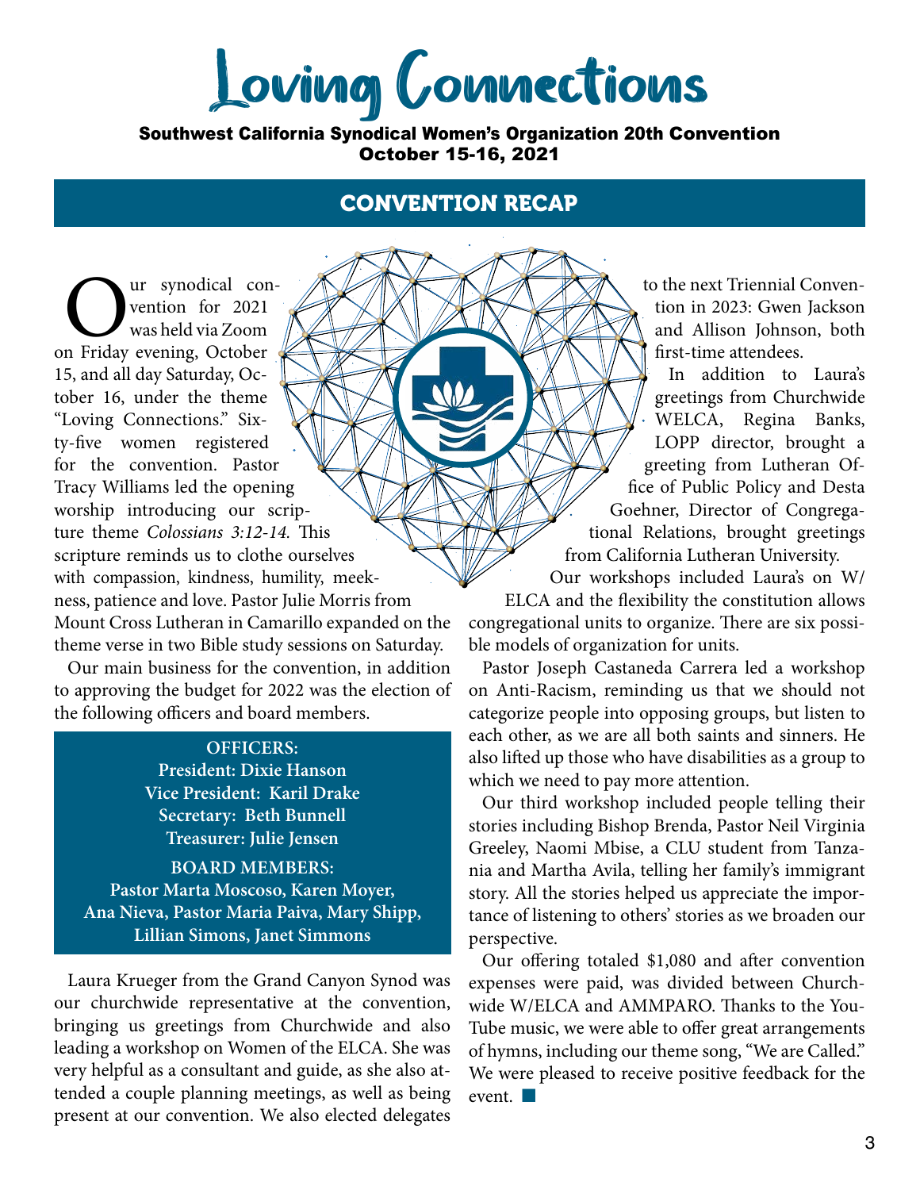# Loving Connections

**Southwest California Synodical Women's Organization 20th Convention**
**October 15-16, 2021**

## CONVENTION RECAP

Our synodical convention for 2021 was held via Zoom on Friday evening, October 15, and all day Saturday, October 16, under the theme "Loving Connections." Sixty-five women registered for the convention. Pastor Tracy Williams led the opening worship introducing our scripture theme *Colossians 3:12-14*. This scripture reminds us to clothe ourselves with compassion, kindness, humility, meekness, patience and love. Pastor Julie Morris from Mount Cross Lutheran in Camarillo expanded on the theme verse in two Bible study sessions on Saturday.

Our main business for the convention, in addition to approving the budget for 2022 was the election of the following officers and board members.

**OFFICERS:**
**President: Dixie Hanson**
**Vice President: Karil Drake**
**Secretary: Beth Bunnell**
**Treasurer: Julie Jensen**

**BOARD MEMBERS:**
**Pastor Marta Moscoso, Karen Moyer, Ana Nieva, Pastor Maria Paiva, Mary Shipp, Lillian Simons, Janet Simmons**

Laura Krueger from the Grand Canyon Synod was our churchwide representative at the convention, bringing us greetings from Churchwide and also leading a workshop on Women of the ELCA. She was very helpful as a consultant and guide, as she also attended a couple planning meetings, as well as being present at our convention. We also elected delegates to the next Triennial Convention in 2023: Gwen Jackson and Allison Johnson, both first-time attendees.

In addition to Laura's greetings from Churchwide WELCA, Regina Banks, LOPP director, brought a greeting from Lutheran Office of Public Policy and Desta Goehner, Director of Congregational Relations, brought greetings from California Lutheran University.

Our workshops included Laura's on W/ELCA and the flexibility the constitution allows congregational units to organize. There are six possible models of organization for units.

Pastor Joseph Castaneda Carrera led a workshop on Anti-Racism, reminding us that we should not categorize people into opposing groups, but listen to each other, as we are all both saints and sinners. He also lifted up those who have disabilities as a group to which we need to pay more attention.

Our third workshop included people telling their stories including Bishop Brenda, Pastor Neil Virginia Greeley, Naomi Mbise, a CLU student from Tanzania and Martha Avila, telling her family's immigrant story. All the stories helped us appreciate the importance of listening to others' stories as we broaden our perspective.

Our offering totaled $1,080 and after convention expenses were paid, was divided between Churchwide W/ELCA and AMMPARO. Thanks to the YouTube music, we were able to offer great arrangements of hymns, including our theme song, "We are Called." We were pleased to receive positive feedback for the event. ■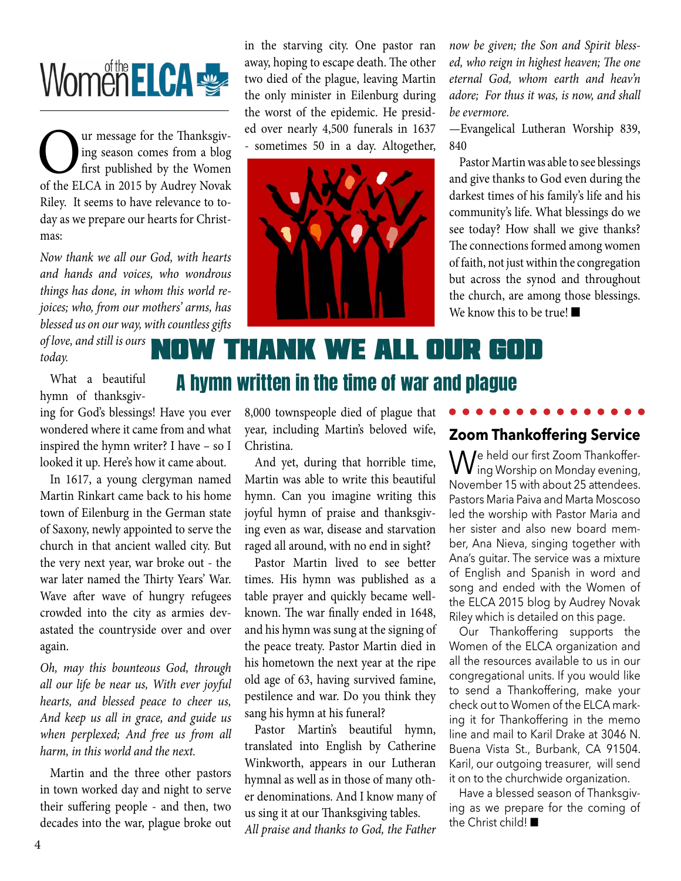Women of the ELCA

# NOW THANK WE ALL OUR GOD

## A hymn written in the time of war and plague

Our message for the Thanksgiving season comes from a blog first published by the Women of the ELCA in 2015 by Audrey Novak Riley. It seems to have relevance to today as we prepare our hearts for Christmas:

*Now thank we all our God, with hearts and hands and voices, who wondrous things has done, in whom this world rejoices; who, from our mothers' arms, has blessed us on our way, with countless gifts of love, and still is ours today.*

What a beautiful hymn of thanksgiving for God's blessings! Have you ever wondered where it came from and what inspired the hymn writer? I have – so I looked it up. Here's how it came about.

In 1617, a young clergyman named Martin Rinkart came back to his home town of Eilenburg in the German state of Saxony, newly appointed to serve the church in that ancient walled city. But the very next year, war broke out - the war later named the Thirty Years' War. Wave after wave of hungry refugees crowded into the city as armies devastated the countryside over and over again.

*Oh, may this bounteous God, through all our life be near us, With ever joyful hearts, and blessed peace to cheer us, And keep us all in grace, and guide us when perplexed; And free us from all harm, in this world and the next.*

Martin and the three other pastors in town worked day and night to serve their suffering people - and then, two decades into the war, plague broke out in the starving city. One pastor ran away, hoping to escape death. The other two died of the plague, leaving Martin the only minister in Eilenburg during the worst of the epidemic. He presided over nearly 4,500 funerals in 1637 - sometimes 50 in a day. Altogether, 8,000 townspeople died of plague that year, including Martin's beloved wife, Christina.

And yet, during that horrible time, Martin was able to write this beautiful hymn. Can you imagine writing this joyful hymn of praise and thanksgiving even as war, disease and starvation raged all around, with no end in sight?

Pastor Martin lived to see better times. His hymn was published as a table prayer and quickly became well-known. The war finally ended in 1648, and his hymn was sung at the signing of the peace treaty. Pastor Martin died in his hometown the next year at the ripe old age of 63, having survived famine, pestilence and war. Do you think they sang his hymn at his funeral?

Pastor Martin's beautiful hymn, translated into English by Catherine Winkworth, appears in our Lutheran hymnal as well as in those of many other denominations. And I know many of us sing it at our Thanksgiving tables.

*All praise and thanks to God, the Father now be given; the Son and Spirit blessed, who reign in highest heaven; The one eternal God, whom earth and heav'n adore; For thus it was, is now, and shall be evermore.*

—Evangelical Lutheran Worship 839, 840

Pastor Martin was able to see blessings and give thanks to God even during the darkest times of his family's life and his community's life. What blessings do we see today? How shall we give thanks? The connections formed among women of faith, not just within the congregation but across the synod and throughout the church, are among those blessings. We know this to be true! ■

## Zoom Thankoffering Service

We held our first Zoom Thankoffering Worship on Monday evening, November 15 with about 25 attendees. Pastors Maria Paiva and Marta Moscoso led the worship with Pastor Maria and her sister and also new board member, Ana Nieva, singing together with Ana's guitar. The service was a mixture of English and Spanish in word and song and ended with the Women of the ELCA 2015 blog by Audrey Novak Riley which is detailed on this page.

Our Thankoffering supports the Women of the ELCA organization and all the resources available to us in our congregational units. If you would like to send a Thankoffering, make your check out to Women of the ELCA marking it for Thankoffering in the memo line and mail to Karil Drake at 3046 N. Buena Vista St., Burbank, CA 91504. Karil, our outgoing treasurer, will send it on to the churchwide organization.

Have a blessed season of Thanksgiving as we prepare for the coming of the Christ child! ■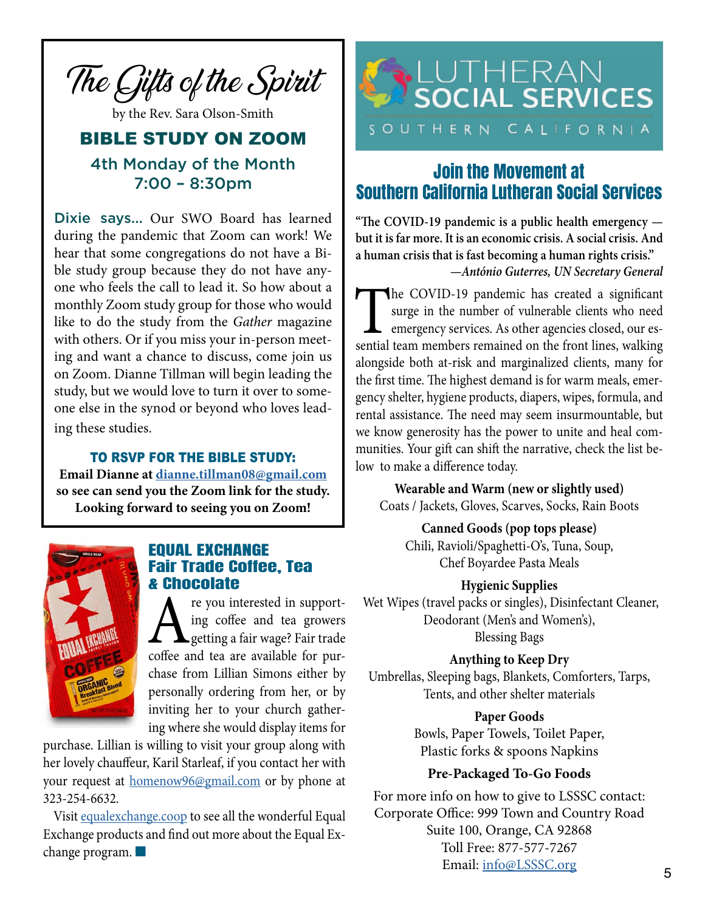## The Gifts of the Spirit

by the Rev. Sara Olson-Smith

### BIBLE STUDY ON ZOOM

4th Monday of the Month
7:00 – 8:30pm

Dixie says... Our SWO Board has learned during the pandemic that Zoom can work! We hear that some congregations do not have a Bible study group because they do not have anyone who feels the call to lead it. So how about a monthly Zoom study group for those who would like to do the study from the *Gather* magazine with others. Or if you miss your in-person meeting and want a chance to discuss, come join us on Zoom. Dianne Tillman will begin leading the study, but we would love to turn it over to someone else in the synod or beyond who loves leading these studies.

**TO RSVP FOR THE BIBLE STUDY:**
**Email Dianne at dianne.tillman08@gmail.com so see can send you the Zoom link for the study. Looking forward to seeing you on Zoom!**

### EQUAL EXCHANGE Fair Trade Coffee, Tea & Chocolate

Are you interested in supporting coffee and tea growers getting a fair wage? Fair trade coffee and tea are available for purchase from Lillian Simons either by personally ordering from her, or by inviting her to your church gathering where she would display items for purchase. Lillian is willing to visit your group along with her lovely chauffeur, Karil Starleaf, if you contact her with your request at homenow96@gmail.com or by phone at 323-254-6632.

Visit equalexchange.coop to see all the wonderful Equal Exchange products and find out more about the Equal Exchange program. ■

LUTHERAN SOCIAL SERVICES
SOUTHERN CALIFORNIA

### Join the Movement at Southern California Lutheran Social Services

**"The COVID-19 pandemic is a public health emergency — but it is far more. It is an economic crisis. A social crisis. And a human crisis that is fast becoming a human rights crisis."**
***—António Guterres, UN Secretary General***

The COVID-19 pandemic has created a significant surge in the number of vulnerable clients who need emergency services. As other agencies closed, our essential team members remained on the front lines, walking alongside both at-risk and marginalized clients, many for the first time. The highest demand is for warm meals, emergency shelter, hygiene products, diapers, wipes, formula, and rental assistance. The need may seem insurmountable, but we know generosity has the power to unite and heal communities. Your gift can shift the narrative, check the list below to make a difference today.

**Wearable and Warm (new or slightly used)**
Coats / Jackets, Gloves, Scarves, Socks, Rain Boots

**Canned Goods (pop tops please)**
Chili, Ravioli/Spaghetti-O's, Tuna, Soup, Chef Boyardee Pasta Meals

**Hygienic Supplies**
Wet Wipes (travel packs or singles), Disinfectant Cleaner, Deodorant (Men's and Women's), Blessing Bags

**Anything to Keep Dry**
Umbrellas, Sleeping bags, Blankets, Comforters, Tarps, Tents, and other shelter materials

**Paper Goods**
Bowls, Paper Towels, Toilet Paper, Plastic forks & spoons Napkins

**Pre-Packaged To-Go Foods**

For more info on how to give to LSSSC contact:
Corporate Office: 999 Town and Country Road
Suite 100, Orange, CA 92868
Toll Free: 877-577-7267
Email: info@LSSSC.org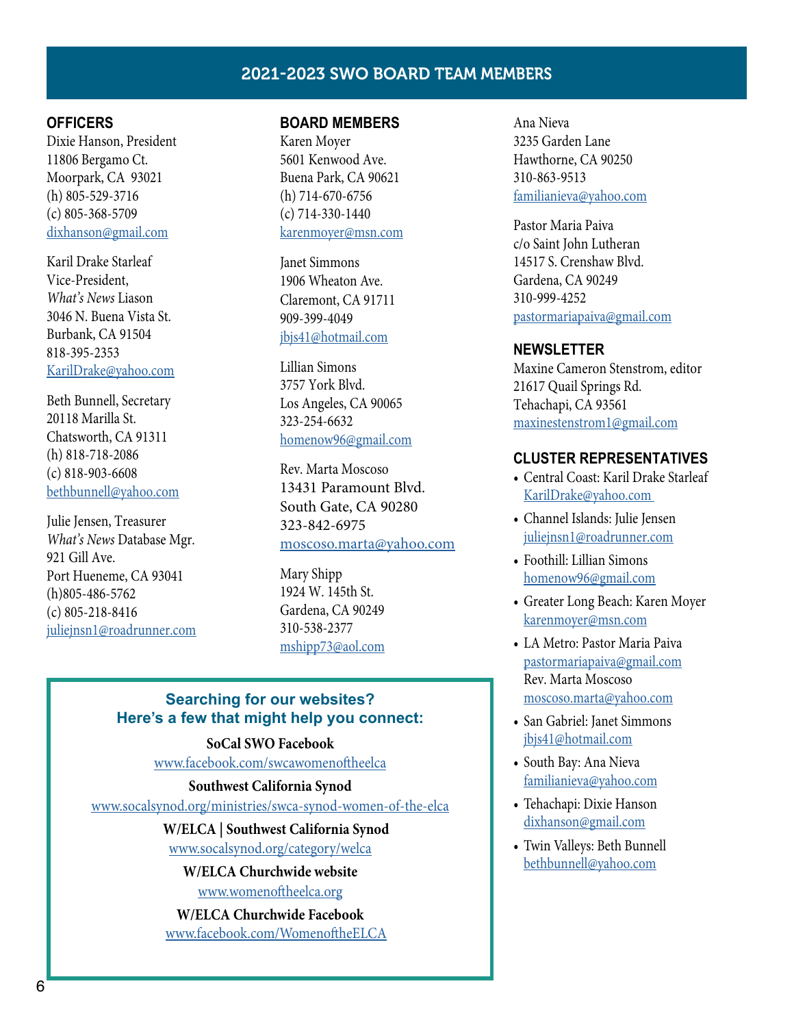# 2021-2023 SWO BOARD TEAM MEMBERS

## OFFICERS

Dixie Hanson, President
11806 Bergamo Ct.
Moorpark, CA 93021
(h) 805-529-3716
(c) 805-368-5709
dixhanson@gmail.com

Karil Drake Starleaf
Vice-President,
*What's News* Liason
3046 N. Buena Vista St.
Burbank, CA 91504
818-395-2353
KarilDrake@yahoo.com

Beth Bunnell, Secretary
20118 Marilla St.
Chatsworth, CA 91311
(h) 818-718-2086
(c) 818-903-6608
bethbunnell@yahoo.com

Julie Jensen, Treasurer
*What's News* Database Mgr.
921 Gill Ave.
Port Hueneme, CA 93041
(h)805-486-5762
(c) 805-218-8416
juliejnsn1@roadrunner.com

## BOARD MEMBERS

Karen Moyer
5601 Kenwood Ave.
Buena Park, CA 90621
(h) 714-670-6756
(c) 714-330-1440
karenmoyer@msn.com

Janet Simmons
1906 Wheaton Ave.
Claremont, CA 91711
909-399-4049
jbjs41@hotmail.com

Lillian Simons
3757 York Blvd.
Los Angeles, CA 90065
323-254-6632
homenow96@gmail.com

Rev. Marta Moscoso
13431 Paramount Blvd.
South Gate, CA 90280
323-842-6975
moscoso.marta@yahoo.com

Mary Shipp
1924 W. 145th St.
Gardena, CA 90249
310-538-2377
mshipp73@aol.com

Ana Nieva
3235 Garden Lane
Hawthorne, CA 90250
310-863-9513
familianieva@yahoo.com

Pastor Maria Paiva
c/o Saint John Lutheran
14517 S. Crenshaw Blvd.
Gardena, CA 90249
310-999-4252
pastormariapaiva@gmail.com

## NEWSLETTER

Maxine Cameron Stenstrom, editor
21617 Quail Springs Rd.
Tehachapi, CA 93561
maxinestenstrom1@gmail.com

## CLUSTER REPRESENTATIVES

- Central Coast: Karil Drake Starleaf
  KarilDrake@yahoo.com
- Channel Islands: Julie Jensen
  juliejnsn1@roadrunner.com
- Foothill: Lillian Simons
  homenow96@gmail.com
- Greater Long Beach: Karen Moyer
  karenmoyer@msn.com
- LA Metro: Pastor Maria Paiva
  pastormariapaiva@gmail.com
  Rev. Marta Moscoso
  moscoso.marta@yahoo.com
- San Gabriel: Janet Simmons
  jbjs41@hotmail.com
- South Bay: Ana Nieva
  familianieva@yahoo.com
- Tehachapi: Dixie Hanson
  dixhanson@gmail.com
- Twin Valleys: Beth Bunnell
  bethbunnell@yahoo.com

### Searching for our websites? Here's a few that might help you connect:

**SoCal SWO Facebook**
www.facebook.com/swcawomenoftheelca

**Southwest California Synod**
www.socalsynod.org/ministries/swca-synod-women-of-the-elca

**W/ELCA | Southwest California Synod**
www.socalsynod.org/category/welca

**W/ELCA Churchwide website**
www.womenoftheelca.org

**W/ELCA Churchwide Facebook**
www.facebook.com/WomenoftheELCA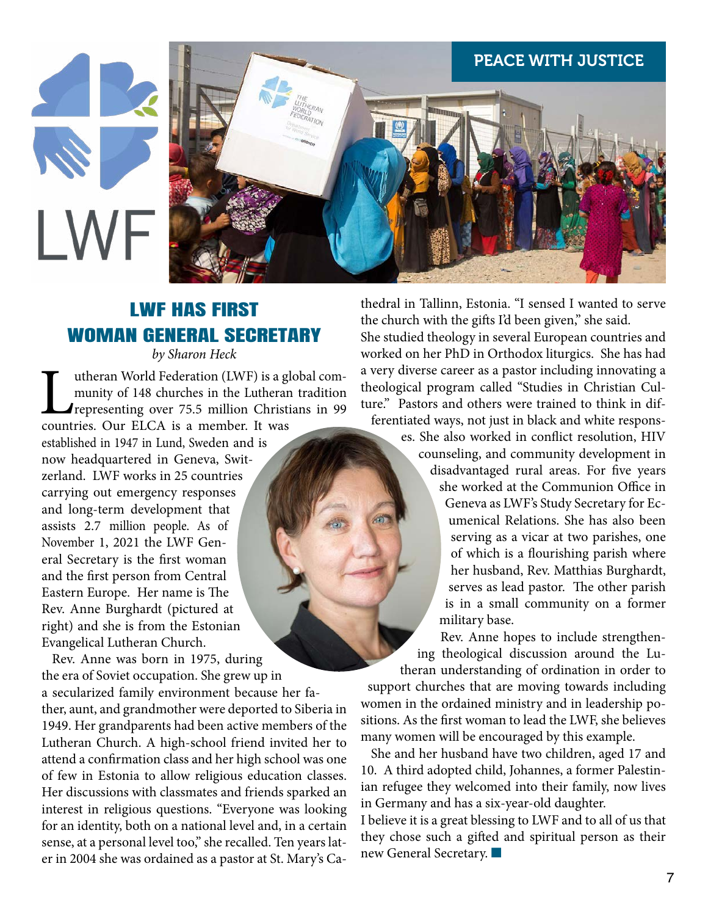PEACE WITH JUSTICE

# LWF HAS FIRST WOMAN GENERAL SECRETARY

*by Sharon Heck*

Lutheran World Federation (LWF) is a global community of 148 churches in the Lutheran tradition representing over 75.5 million Christians in 99 countries. Our ELCA is a member. It was established in 1947 in Lund, Sweden and is now headquartered in Geneva, Switzerland. LWF works in 25 countries carrying out emergency responses and long-term development that assists 2.7 million people. As of November 1, 2021 the LWF General Secretary is the first woman and the first person from Central Eastern Europe. Her name is The Rev. Anne Burghardt (pictured at right) and she is from the Estonian Evangelical Lutheran Church.

Rev. Anne was born in 1975, during the era of Soviet occupation. She grew up in a secularized family environment because her father, aunt, and grandmother were deported to Siberia in 1949. Her grandparents had been active members of the Lutheran Church. A high-school friend invited her to attend a confirmation class and her high school was one of few in Estonia to allow religious education classes. Her discussions with classmates and friends sparked an interest in religious questions. "Everyone was looking for an identity, both on a national level and, in a certain sense, at a personal level too," she recalled. Ten years later in 2004 she was ordained as a pastor at St. Mary's Cathedral in Tallinn, Estonia. "I sensed I wanted to serve the church with the gifts I'd been given," she said.

She studied theology in several European countries and worked on her PhD in Orthodox liturgics. She has had a very diverse career as a pastor including innovating a theological program called "Studies in Christian Culture." Pastors and others were trained to think in differentiated ways, not just in black and white responses. She also worked in conflict resolution, HIV counseling, and community development in disadvantaged rural areas. For five years she worked at the Communion Office in Geneva as LWF's Study Secretary for Ecumenical Relations. She has also been serving as a vicar at two parishes, one of which is a flourishing parish where her husband, Rev. Matthias Burghardt, serves as lead pastor. The other parish is in a small community on a former military base.

Rev. Anne hopes to include strengthening theological discussion around the Lutheran understanding of ordination in order to support churches that are moving towards including women in the ordained ministry and in leadership positions. As the first woman to lead the LWF, she believes many women will be encouraged by this example.

She and her husband have two children, aged 17 and 10. A third adopted child, Johannes, a former Palestinian refugee they welcomed into their family, now lives in Germany and has a six-year-old daughter.

I believe it is a great blessing to LWF and to all of us that they chose such a gifted and spiritual person as their new General Secretary. ■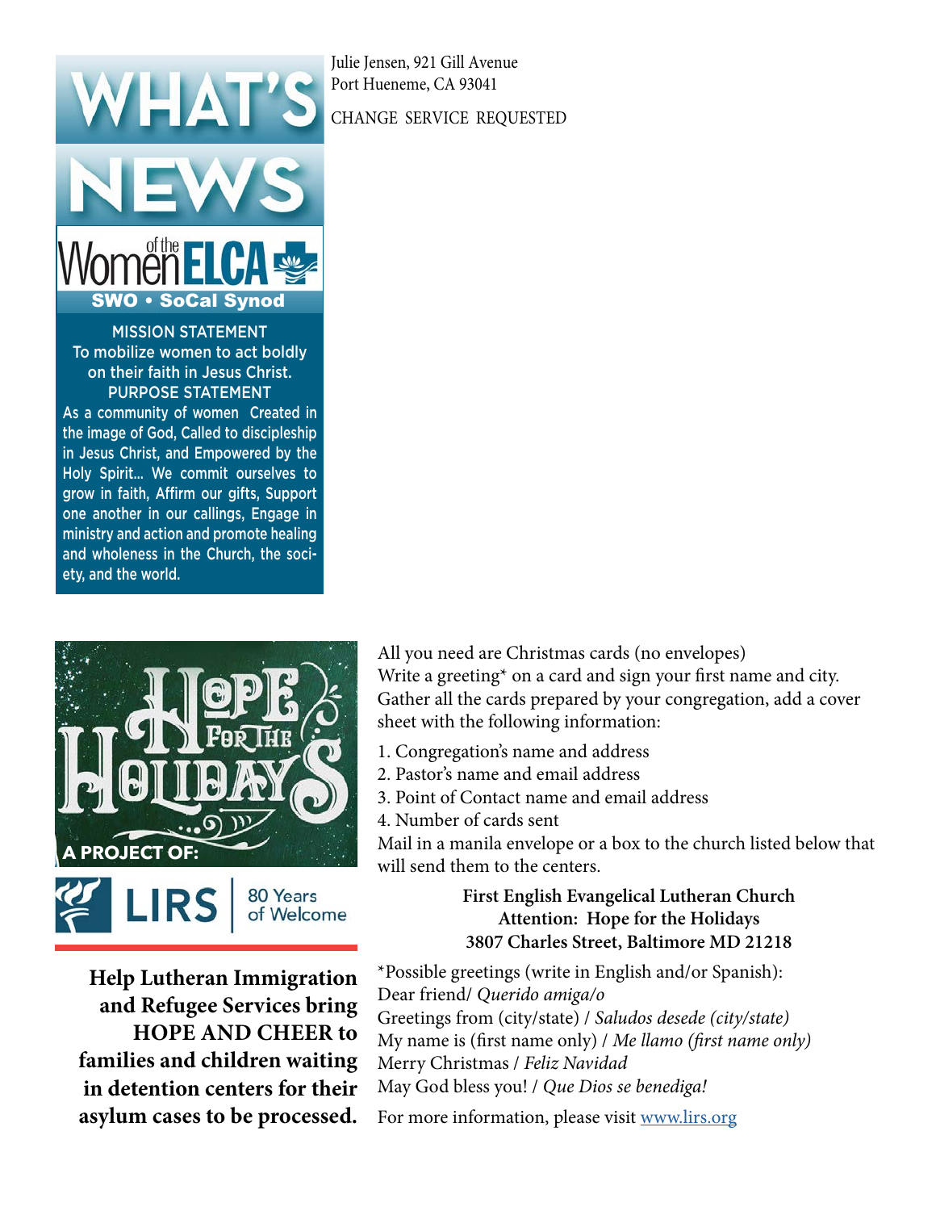# WHAT'S NEWS

Women of the ELCA

SWO • SoCal Synod

MISSION STATEMENT
To mobilize women to act boldly on their faith in Jesus Christ.

PURPOSE STATEMENT
As a community of women Created in the image of God, Called to discipleship in Jesus Christ, and Empowered by the Holy Spirit... We commit ourselves to grow in faith, Affirm our gifts, Support one another in our callings, Engage in ministry and action and promote healing and wholeness in the Church, the society, and the world.

Julie Jensen, 921 Gill Avenue
Port Hueneme, CA 93041

CHANGE SERVICE REQUESTED

## Hope for the Holidays

A PROJECT OF: LIRS 80 Years of Welcome

**Help Lutheran Immigration and Refugee Services bring HOPE AND CHEER to families and children waiting in detention centers for their asylum cases to be processed.**

All you need are Christmas cards (no envelopes)
Write a greeting* on a card and sign your first name and city.
Gather all the cards prepared by your congregation, add a cover sheet with the following information:

1. Congregation's name and address
2. Pastor's name and email address
3. Point of Contact name and email address
4. Number of cards sent

Mail in a manila envelope or a box to the church listed below that will send them to the centers.

**First English Evangelical Lutheran Church**
**Attention: Hope for the Holidays**
**3807 Charles Street, Baltimore MD 21218**

*Possible greetings (write in English and/or Spanish):
Dear friend/ *Querido amiga/o*
Greetings from (city/state) / *Saludos desede (city/state)*
My name is (first name only) / *Me llamo (first name only)*
Merry Christmas / *Feliz Navidad*
May God bless you! / *Que Dios se benediga!*

For more information, please visit www.lirs.org